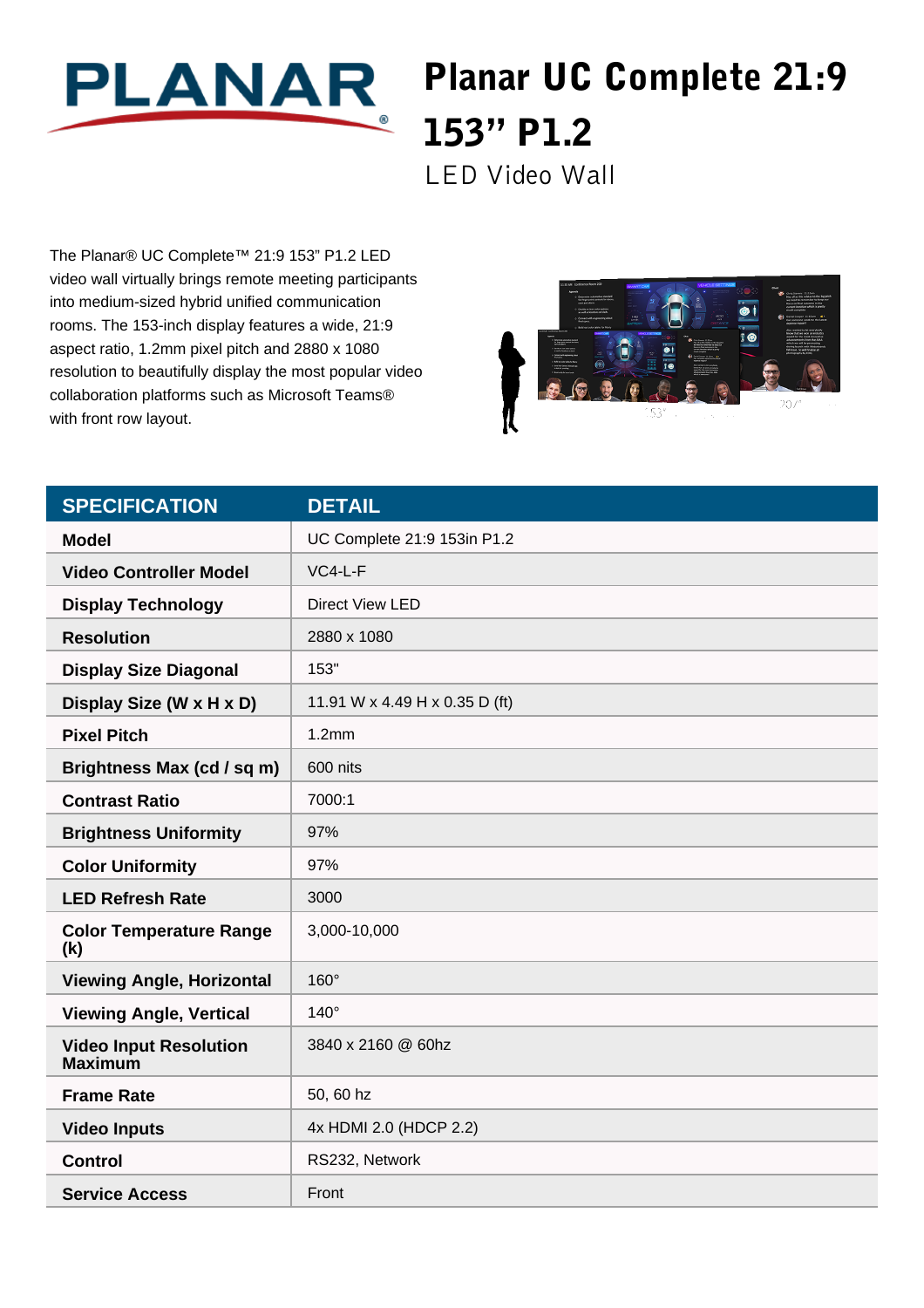PLANAR

# Planar UC Complete 21:9 153" P1.2

## LED Video Wall

The Planar® UC Complete™ 21:9 153" P1.2 LED video wall virtually brings remote meeting participants into medium-sized hybrid unified communication rooms. The 153-inch display features a wide, 21:9 aspect ratio, 1.2mm pixel pitch and 2880 x 1080 resolution to beautifully display the most popular video collaboration platforms such as Microsoft Teams® with front row layout.

| SPECIFICATION | DETAIL |
|---|---|
| **Model** | UC Complete 21:9 153in P1.2 |
| **Video Controller Model** | VC4-L-F |
| **Display Technology** | Direct View LED |
| **Resolution** | 2880 x 1080 |
| **Display Size Diagonal** | 153" |
| **Display Size (W x H x D)** | 11.91 W x 4.49 H x 0.35 D (ft) |
| **Pixel Pitch** | 1.2mm |
| **Brightness Max (cd / sq m)** | 600 nits |
| **Contrast Ratio** | 7000:1 |
| **Brightness Uniformity** | 97% |
| **Color Uniformity** | 97% |
| **LED Refresh Rate** | 3000 |
| **Color Temperature Range (k)** | 3,000-10,000 |
| **Viewing Angle, Horizontal** | 160° |
| **Viewing Angle, Vertical** | 140° |
| **Video Input Resolution Maximum** | 3840 x 2160 @ 60hz |
| **Frame Rate** | 50, 60 hz |
| **Video Inputs** | 4x HDMI 2.0 (HDCP 2.2) |
| **Control** | RS232, Network |
| **Service Access** | Front |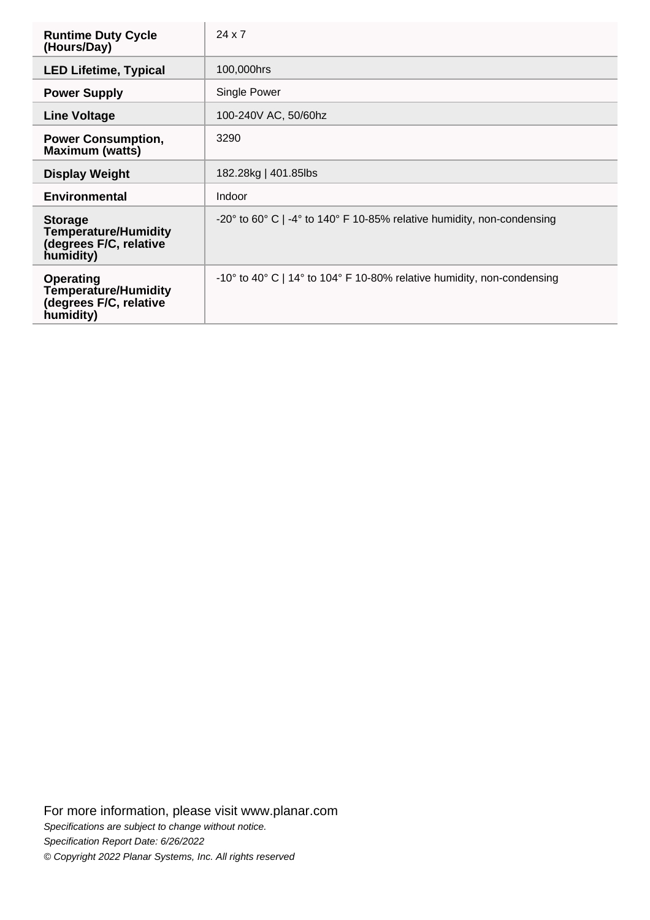| | |
|---|---|
| **Runtime Duty Cycle (Hours/Day)** | 24 x 7 |
| **LED Lifetime, Typical** | 100,000hrs |
| **Power Supply** | Single Power |
| **Line Voltage** | 100-240V AC, 50/60hz |
| **Power Consumption, Maximum (watts)** | 3290 |
| **Display Weight** | 182.28kg \| 401.85lbs |
| **Environmental** | Indoor |
| **Storage Temperature/Humidity (degrees F/C, relative humidity)** | -20° to 60° C \| -4° to 140° F 10-85% relative humidity, non-condensing |
| **Operating Temperature/Humidity (degrees F/C, relative humidity)** | -10° to 40° C \| 14° to 104° F 10-80% relative humidity, non-condensing |

For more information, please visit www.planar.com

*Specifications are subject to change without notice.*

*Specification Report Date: 6/26/2022*

*© Copyright 2022 Planar Systems, Inc. All rights reserved*